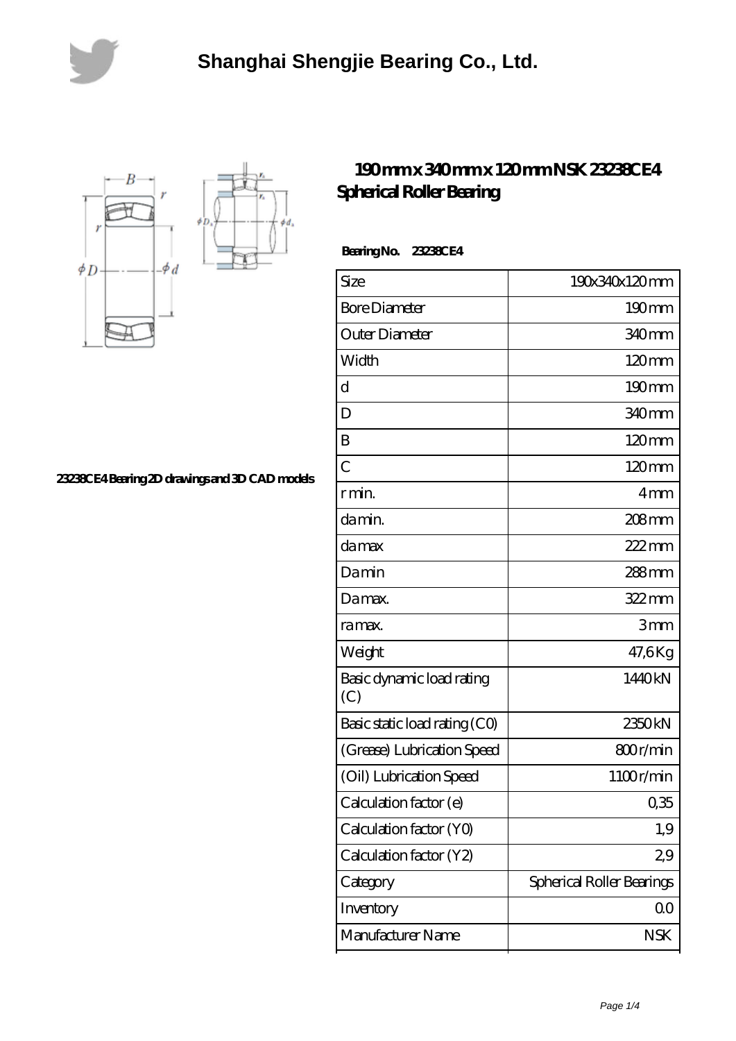# Shanghai Shengjie Bearing Co., Ltd.

## 190 mm x 340 mm x 120 mm NSK 23238CE4 Spherical Roller Bearing

23238CE4 Bearing 2D drawings and 3D CAD models

**Bearing No. 23238CE4**

| Size | 190x340x120 mm |
|---|---|
| Bore Diameter | 190 mm |
| Outer Diameter | 340 mm |
| Width | 120 mm |
| d | 190 mm |
| D | 340 mm |
| B | 120 mm |
| C | 120 mm |
| r min. | 4 mm |
| da min. | 208 mm |
| da max | 222 mm |
| Da min | 288 mm |
| Da max. | 322 mm |
| ra max. | 3 mm |
| Weight | 47,6 Kg |
| Basic dynamic load rating (C) | 1440 kN |
| Basic static load rating (C0) | 2350 kN |
| (Grease) Lubrication Speed | 800 r/min |
| (Oil) Lubrication Speed | 1100 r/min |
| Calculation factor (e) | 0,35 |
| Calculation factor (Y0) | 1,9 |
| Calculation factor (Y2) | 2,9 |
| Category | Spherical Roller Bearings |
| Inventory | 0.0 |
| Manufacturer Name | NSK |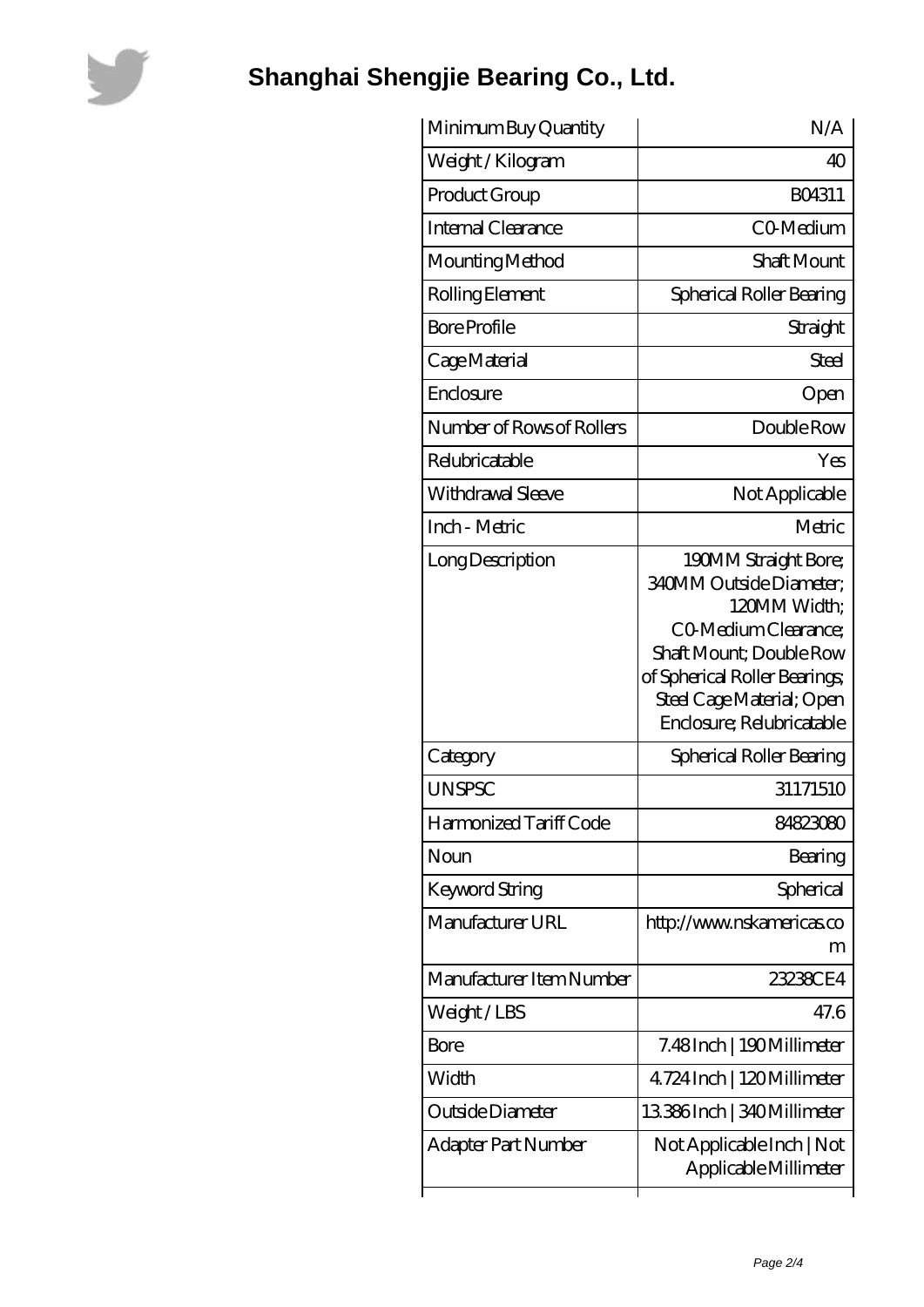# Shanghai Shengjie Bearing Co., Ltd.

| | |
|---|---|
| Minimum Buy Quantity | N/A |
| Weight / Kilogram | 40 |
| Product Group | B04311 |
| Internal Clearance | C0-Medium |
| Mounting Method | Shaft Mount |
| Rolling Element | Spherical Roller Bearing |
| Bore Profile | Straight |
| Cage Material | Steel |
| Enclosure | Open |
| Number of Rows of Rollers | Double Row |
| Relubricatable | Yes |
| Withdrawal Sleeve | Not Applicable |
| Inch - Metric | Metric |
| Long Description | 190MM Straight Bore; 340MM Outside Diameter; 120MM Width; C0-Medium Clearance; Shaft Mount; Double Row of Spherical Roller Bearings; Steel Cage Material; Open Enclosure; Relubricatable |
| Category | Spherical Roller Bearing |
| UNSPSC | 31171510 |
| Harmonized Tariff Code | 84823080 |
| Noun | Bearing |
| Keyword String | Spherical |
| Manufacturer URL | http://www.nskamericas.com |
| Manufacturer Item Number | 23238CE4 |
| Weight / LBS | 47.6 |
| Bore | 7.48 Inch \| 190 Millimeter |
| Width | 4.724 Inch \| 120 Millimeter |
| Outside Diameter | 13.386 Inch \| 340 Millimeter |
| Adapter Part Number | Not Applicable Inch \| Not Applicable Millimeter |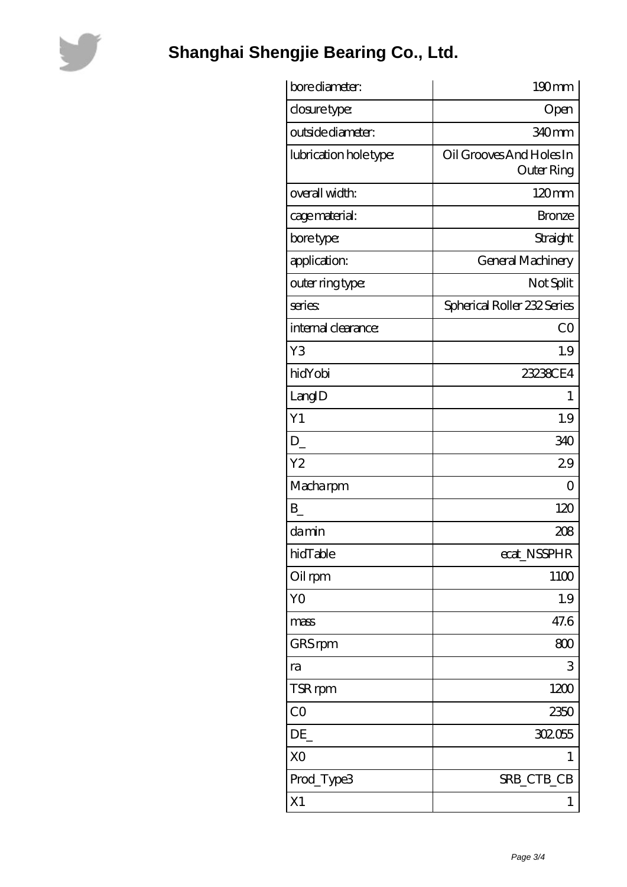# Shanghai Shengjie Bearing Co., Ltd.

| bore diameter: | 190 mm |
|---|---|
| closure type: | Open |
| outside diameter: | 340 mm |
| lubrication hole type: | Oil Grooves And Holes In Outer Ring |
| overall width: | 120 mm |
| cage material: | Bronze |
| bore type: | Straight |
| application: | General Machinery |
| outer ring type: | Not Split |
| series: | Spherical Roller 232 Series |
| internal clearance: | C0 |
| Y3 | 1.9 |
| hidYobi | 23238CE4 |
| LangID | 1 |
| Y1 | 1.9 |
| D_ | 340 |
| Y2 | 2.9 |
| Macha rpm | 0 |
| B_ | 120 |
| da min | 208 |
| hidTable | ecat_NSSPHR |
| Oil rpm | 1100 |
| Y0 | 1.9 |
| mass | 47.6 |
| GRS rpm | 800 |
| ra | 3 |
| TSR rpm | 1200 |
| C0 | 2350 |
| DE_ | 302.055 |
| X0 | 1 |
| Prod_Type3 | SRB_CTB_CB |
| X1 | 1 |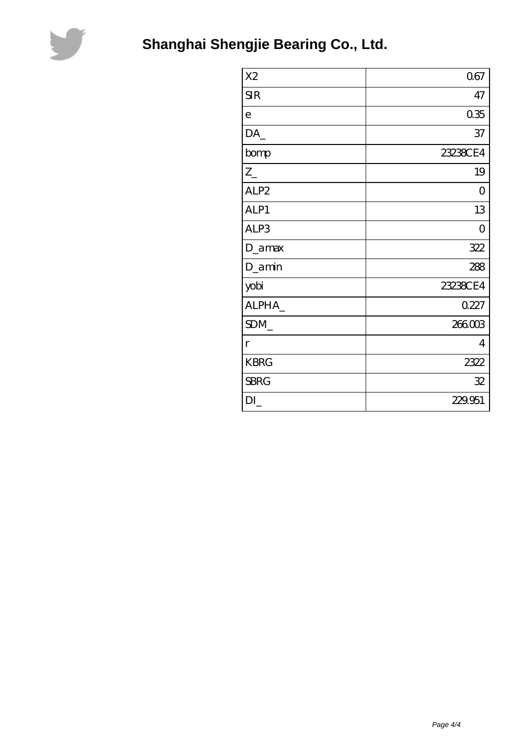| | |
|---|---|
| X2 | 0.67 |
| SIR | 47 |
| e | 0.35 |
| DA_ | 37 |
| bomp | 23238CE4 |
| Z_ | 19 |
| ALP2 | 0 |
| ALP1 | 13 |
| ALP3 | 0 |
| D_amax | 322 |
| D_amin | 288 |
| yobi | 23238CE4 |
| ALPHA_ | 0.227 |
| SDM_ | 266.003 |
| r | 4 |
| KBRG | 2322 |
| SBRG | 32 |
| DI_ | 229.951 |